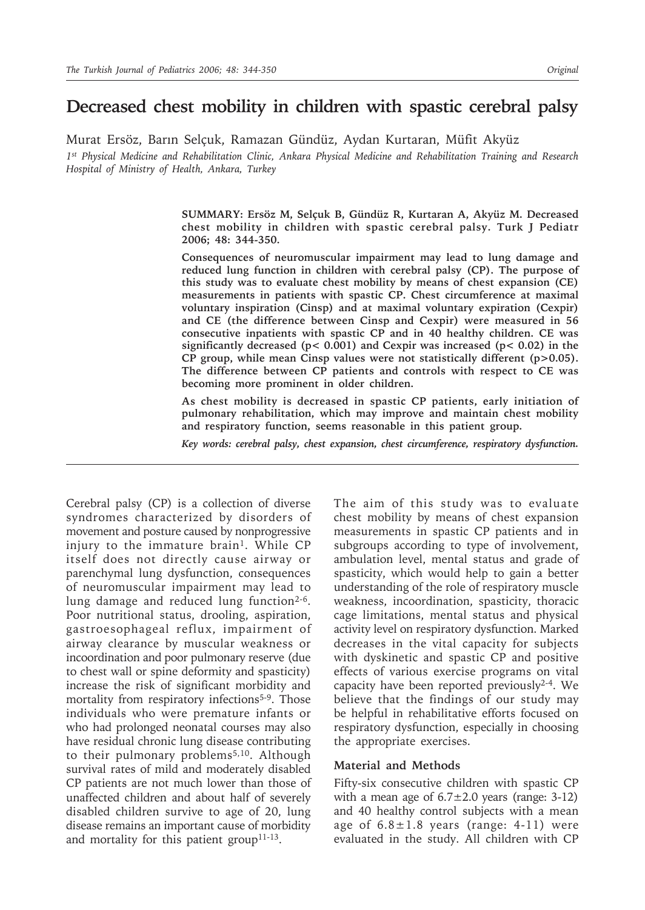# Decreased chest mobility in children with spastic cerebral palsy

Murat Ersöz, Barın Selçuk, Ramazan Gündüz, Aydan Kurtaran, Müfit Akyüz

*1st Physical Medicine and Rehabilitation Clinic, Ankara Physical Medicine and Rehabilitation Training and Research Hospital of Ministry of Health, Ankara, Turkey*

**SUMMARY: Ersöz M, Selçuk B, Gündüz R, Kurtaran A, Akyüz M. Decreased chest mobility in children with spastic cerebral palsy. Turk J Pediatr 2006; 48: 344-350.**

**Consequences of neuromuscular impairment may lead to lung damage and reduced lung function in children with cerebral palsy (CP). The purpose of this study was to evaluate chest mobility by means of chest expansion (CE) measurements in patients with spastic CP. Chest circumference at maximal voluntary inspiration (Cinsp) and at maximal voluntary expiration (Cexpir) and CE (the difference between Cinsp and Cexpir) were measured in 56 consecutive inpatients with spastic CP and in 40 healthy children. CE was significantly decreased ($p < 0.001$) and Cexpir was increased ($p < 0.02$) in the CP group, while mean Cinsp values were not statistically different ($p > 0.05$). The difference between CP patients and controls with respect to CE was becoming more prominent in older children.**

**As chest mobility is decreased in spastic CP patients, early initiation of pulmonary rehabilitation, which may improve and maintain chest mobility and respiratory function, seems reasonable in this patient group.**

***Key words: cerebral palsy, chest expansion, chest circumference, respiratory dysfunction.***

Cerebral palsy (CP) is a collection of diverse syndromes characterized by disorders of movement and posture caused by nonprogressive injury to the immature brain[1]. While CP itself does not directly cause airway or parenchymal lung dysfunction, consequences of neuromuscular impairment may lead to lung damage and reduced lung function[2-6]. Poor nutritional status, drooling, aspiration, gastroesophageal reflux, impairment of airway clearance by muscular weakness or incoordination and poor pulmonary reserve (due to chest wall or spine deformity and spasticity) increase the risk of significant morbidity and mortality from respiratory infections[5-9]. Those individuals who were premature infants or who had prolonged neonatal courses may also have residual chronic lung disease contributing to their pulmonary problems[5,10]. Although survival rates of mild and moderately disabled CP patients are not much lower than those of unaffected children and about half of severely disabled children survive to age of 20, lung disease remains an important cause of morbidity and mortality for this patient group[11-13].

The aim of this study was to evaluate chest mobility by means of chest expansion measurements in spastic CP patients and in subgroups according to type of involvement, ambulation level, mental status and grade of spasticity, which would help to gain a better understanding of the role of respiratory muscle weakness, incoordination, spasticity, thoracic cage limitations, mental status and physical activity level on respiratory dysfunction. Marked decreases in the vital capacity for subjects with dyskinetic and spastic CP and positive effects of various exercise programs on vital capacity have been reported previously[2-4]. We believe that the findings of our study may be helpful in rehabilitative efforts focused on respiratory dysfunction, especially in choosing the appropriate exercises.

## Material and Methods

Fifty-six consecutive children with spastic CP with a mean age of $6.7 \pm 2.0$ years (range: 3-12) and 40 healthy control subjects with a mean age of $6.8 \pm 1.8$ years (range: 4-11) were evaluated in the study. All children with CP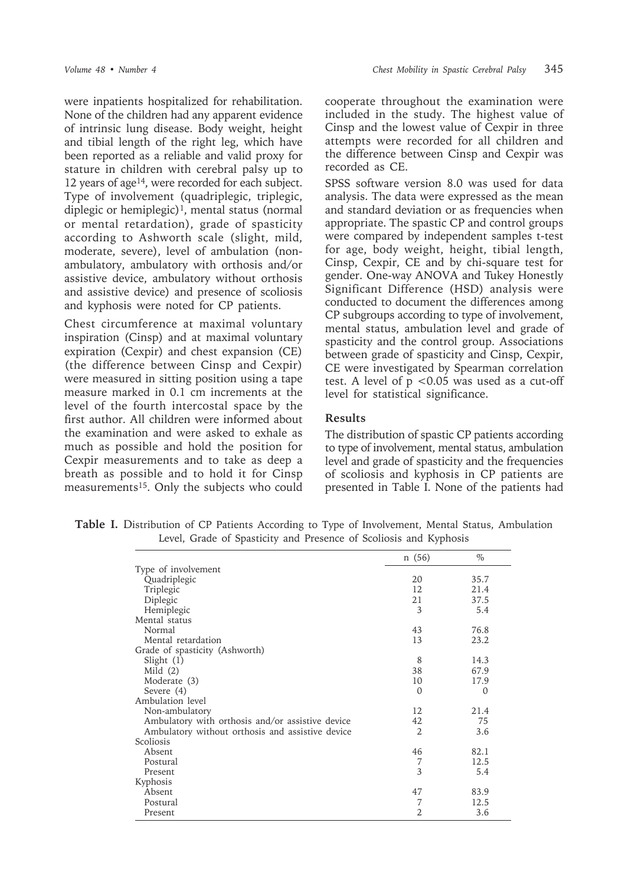were inpatients hospitalized for rehabilitation. None of the children had any apparent evidence of intrinsic lung disease. Body weight, height and tibial length of the right leg, which have been reported as a reliable and valid proxy for stature in children with cerebral palsy up to 12 years of age[14], were recorded for each subject. Type of involvement (quadriplegic, triplegic, diplegic or hemiplegic)[1], mental status (normal or mental retardation), grade of spasticity according to Ashworth scale (slight, mild, moderate, severe), level of ambulation (non-ambulatory, ambulatory with orthosis and/or assistive device, ambulatory without orthosis and assistive device) and presence of scoliosis and kyphosis were noted for CP patients.

Chest circumference at maximal voluntary inspiration (Cinsp) and at maximal voluntary expiration (Cexpir) and chest expansion (CE) (the difference between Cinsp and Cexpir) were measured in sitting position using a tape measure marked in 0.1 cm increments at the level of the fourth intercostal space by the first author. All children were informed about the examination and were asked to exhale as much as possible and hold the position for Cexpir measurements and to take as deep a breath as possible and to hold it for Cinsp measurements[15]. Only the subjects who could cooperate throughout the examination were included in the study. The highest value of Cinsp and the lowest value of Cexpir in three attempts were recorded for all children and the difference between Cinsp and Cexpir was recorded as CE.

SPSS software version 8.0 was used for data analysis. The data were expressed as the mean and standard deviation or as frequencies when appropriate. The spastic CP and control groups were compared by independent samples t-test for age, body weight, height, tibial length, Cinsp, Cexpir, CE and by chi-square test for gender. One-way ANOVA and Tukey Honestly Significant Difference (HSD) analysis were conducted to document the differences among CP subgroups according to type of involvement, mental status, ambulation level and grade of spasticity and the control group. Associations between grade of spasticity and Cinsp, Cexpir, CE were investigated by Spearman correlation test. A level of $p < 0.05$ was used as a cut-off level for statistical significance.

## Results

The distribution of spastic CP patients according to type of involvement, mental status, ambulation level and grade of spasticity and the frequencies of scoliosis and kyphosis in CP patients are presented in Table I. None of the patients had

**Table I.** Distribution of CP Patients According to Type of Involvement, Mental Status, Ambulation Level, Grade of Spasticity and Presence of Scoliosis and Kyphosis

| | n (56) | % |
|---|---|---|
| Type of involvement | | |
| Quadriplegic | 20 | 35.7 |
| Triplegic | 12 | 21.4 |
| Diplegic | 21 | 37.5 |
| Hemiplegic | 3 | 5.4 |
| Mental status | | |
| Normal | 43 | 76.8 |
| Mental retardation | 13 | 23.2 |
| Grade of spasticity (Ashworth) | | |
| Slight (1) | 8 | 14.3 |
| Mild (2) | 38 | 67.9 |
| Moderate (3) | 10 | 17.9 |
| Severe (4) | 0 | 0 |
| Ambulation level | | |
| Non-ambulatory | 12 | 21.4 |
| Ambulatory with orthosis and/or assistive device | 42 | 75 |
| Ambulatory without orthosis and assistive device | 2 | 3.6 |
| Scoliosis | | |
| Absent | 46 | 82.1 |
| Postural | 7 | 12.5 |
| Present | 3 | 5.4 |
| Kyphosis | | |
| Absent | 47 | 83.9 |
| Postural | 7 | 12.5 |
| Present | 2 | 3.6 |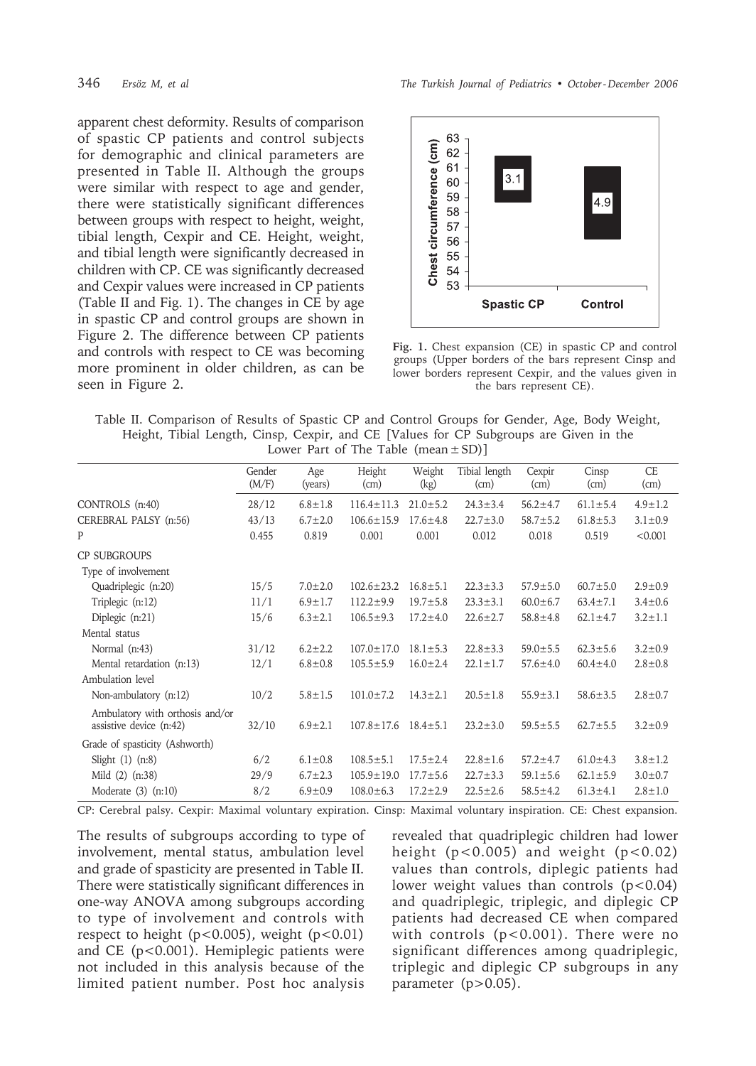apparent chest deformity. Results of comparison of spastic CP patients and control subjects for demographic and clinical parameters are presented in Table II. Although the groups were similar with respect to age and gender, there were statistically significant differences between groups with respect to height, weight, tibial length, Cexpir and CE. Height, weight, and tibial length were significantly decreased in children with CP. CE was significantly decreased and Cexpir values were increased in CP patients (Table II and Fig. 1). The changes in CE by age in spastic CP and control groups are shown in Figure 2. The difference between CP patients and controls with respect to CE was becoming more prominent in older children, as can be seen in Figure 2.

**Fig. 1.** Chest expansion (CE) in spastic CP and control groups (Upper borders of the bars represent Cinsp and lower borders represent Cexpir, and the values given in the bars represent CE).

Table II. Comparison of Results of Spastic CP and Control Groups for Gender, Age, Body Weight, Height, Tibial Length, Cinsp, Cexpir, and CE [Values for CP Subgroups are Given in the Lower Part of The Table (mean ± SD)]

| | Gender (M/F) | Age (years) | Height (cm) | Weight (kg) | Tibial length (cm) | Cexpir (cm) | Cinsp (cm) | CE (cm) |
|---|---|---|---|---|---|---|---|---|
| CONTROLS (n:40) | 28/12 | 6.8±1.8 | 116.4±11.3 | 21.0±5.2 | 24.3±3.4 | 56.2±4.7 | 61.1±5.4 | 4.9±1.2 |
| CEREBRAL PALSY (n:56) | 43/13 | 6.7±2.0 | 106.6±15.9 | 17.6±4.8 | 22.7±3.0 | 58.7±5.2 | 61.8±5.3 | 3.1±0.9 |
| P | 0.455 | 0.819 | 0.001 | 0.001 | 0.012 | 0.018 | 0.519 | <0.001 |
| CP SUBGROUPS | | | | | | | | |
| Type of involvement | | | | | | | | |
| Quadriplegic (n:20) | 15/5 | 7.0±2.0 | 102.6±23.2 | 16.8±5.1 | 22.3±3.3 | 57.9±5.0 | 60.7±5.0 | 2.9±0.9 |
| Triplegic (n:12) | 11/1 | 6.9±1.7 | 112.2±9.9 | 19.7±5.8 | 23.3±3.1 | 60.0±6.7 | 63.4±7.1 | 3.4±0.6 |
| Diplegic (n:21) | 15/6 | 6.3±2.1 | 106.5±9.3 | 17.2±4.0 | 22.6±2.7 | 58.8±4.8 | 62.1±4.7 | 3.2±1.1 |
| Mental status | | | | | | | | |
| Normal (n:43) | 31/12 | 6.2±2.2 | 107.0±17.0 | 18.1±5.3 | 22.8±3.3 | 59.0±5.5 | 62.3±5.6 | 3.2±0.9 |
| Mental retardation (n:13) | 12/1 | 6.8±0.8 | 105.5±5.9 | 16.0±2.4 | 22.1±1.7 | 57.6±4.0 | 60.4±4.0 | 2.8±0.8 |
| Ambulation level | | | | | | | | |
| Non-ambulatory (n:12) | 10/2 | 5.8±1.5 | 101.0±7.2 | 14.3±2.1 | 20.5±1.8 | 55.9±3.1 | 58.6±3.5 | 2.8±0.7 |
| Ambulatory with orthosis and/or assistive device (n:42) | 32/10 | 6.9±2.1 | 107.8±17.6 | 18.4±5.1 | 23.2±3.0 | 59.5±5.5 | 62.7±5.5 | 3.2±0.9 |
| Grade of spasticity (Ashworth) | | | | | | | | |
| Slight (1) (n:8) | 6/2 | 6.1±0.8 | 108.5±5.1 | 17.5±2.4 | 22.8±1.6 | 57.2±4.7 | 61.0±4.3 | 3.8±1.2 |
| Mild (2) (n:38) | 29/9 | 6.7±2.3 | 105.9±19.0 | 17.7±5.6 | 22.7±3.3 | 59.1±5.6 | 62.1±5.9 | 3.0±0.7 |
| Moderate (3) (n:10) | 8/2 | 6.9±0.9 | 108.0±6.3 | 17.2±2.9 | 22.5±2.6 | 58.5±4.2 | 61.3±4.1 | 2.8±1.0 |

CP: Cerebral palsy. Cexpir: Maximal voluntary expiration. Cinsp: Maximal voluntary inspiration. CE: Chest expansion.

The results of subgroups according to type of involvement, mental status, ambulation level and grade of spasticity are presented in Table II. There were statistically significant differences in one-way ANOVA among subgroups according to type of involvement and controls with respect to height ($p<0.005$), weight ($p<0.01$) and CE ($p<0.001$). Hemiplegic patients were not included in this analysis because of the limited patient number. Post hoc analysis revealed that quadriplegic children had lower height ($p<0.005$) and weight ($p<0.02$) values than controls, diplegic patients had lower weight values than controls ($p<0.04$) and quadriplegic, triplegic, and diplegic CP patients had decreased CE when compared with controls ($p<0.001$). There were no significant differences among quadriplegic, triplegic and diplegic CP subgroups in any parameter ($p>0.05$).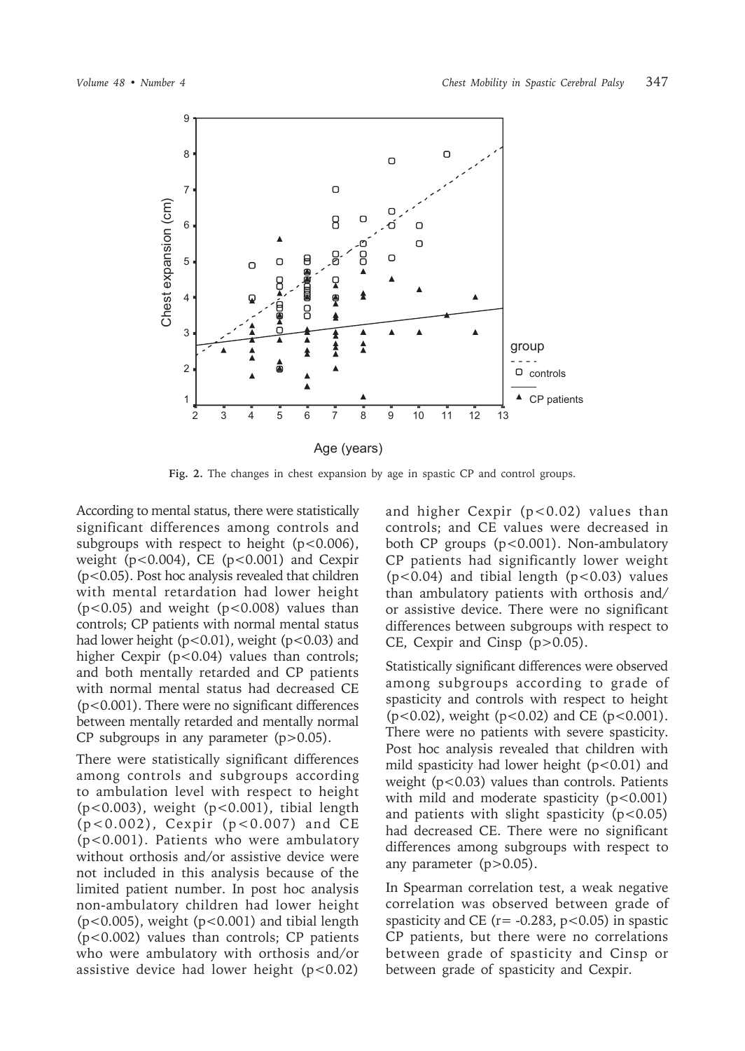**Fig. 2.** The changes in chest expansion by age in spastic CP and control groups.

According to mental status, there were statistically significant differences among controls and subgroups with respect to height ($p<0.006$), weight ($p<0.004$), CE ($p<0.001$) and Cexpir ($p<0.05$). Post hoc analysis revealed that children with mental retardation had lower height ($p<0.05$) and weight ($p<0.008$) values than controls; CP patients with normal mental status had lower height ($p<0.01$), weight ($p<0.03$) and higher Cexpir ($p<0.04$) values than controls; and both mentally retarded and CP patients with normal mental status had decreased CE ($p<0.001$). There were no significant differences between mentally retarded and mentally normal CP subgroups in any parameter ($p>0.05$).

There were statistically significant differences among controls and subgroups according to ambulation level with respect to height ($p<0.003$), weight ($p<0.001$), tibial length ($p<0.002$), Cexpir ($p<0.007$) and CE ($p<0.001$). Patients who were ambulatory without orthosis and/or assistive device were not included in this analysis because of the limited patient number. In post hoc analysis non-ambulatory children had lower height ($p<0.005$), weight ($p<0.001$) and tibial length ($p<0.002$) values than controls; CP patients who were ambulatory with orthosis and/or assistive device had lower height ($p<0.02$) and higher Cexpir ($p<0.02$) values than controls; and CE values were decreased in both CP groups ($p<0.001$). Non-ambulatory CP patients had significantly lower weight ($p<0.04$) and tibial length ($p<0.03$) values than ambulatory patients with orthosis and/or assistive device. There were no significant differences between subgroups with respect to CE, Cexpir and Cinsp ($p>0.05$).

Statistically significant differences were observed among subgroups according to grade of spasticity and controls with respect to height ($p<0.02$), weight ($p<0.02$) and CE ($p<0.001$). There were no patients with severe spasticity. Post hoc analysis revealed that children with mild spasticity had lower height ($p<0.01$) and weight ($p<0.03$) values than controls. Patients with mild and moderate spasticity ($p<0.001$) and patients with slight spasticity ($p<0.05$) had decreased CE. There were no significant differences among subgroups with respect to any parameter ($p>0.05$).

In Spearman correlation test, a weak negative correlation was observed between grade of spasticity and CE ($r= -0.283$, $p<0.05$) in spastic CP patients, but there were no correlations between grade of spasticity and Cinsp or between grade of spasticity and Cexpir.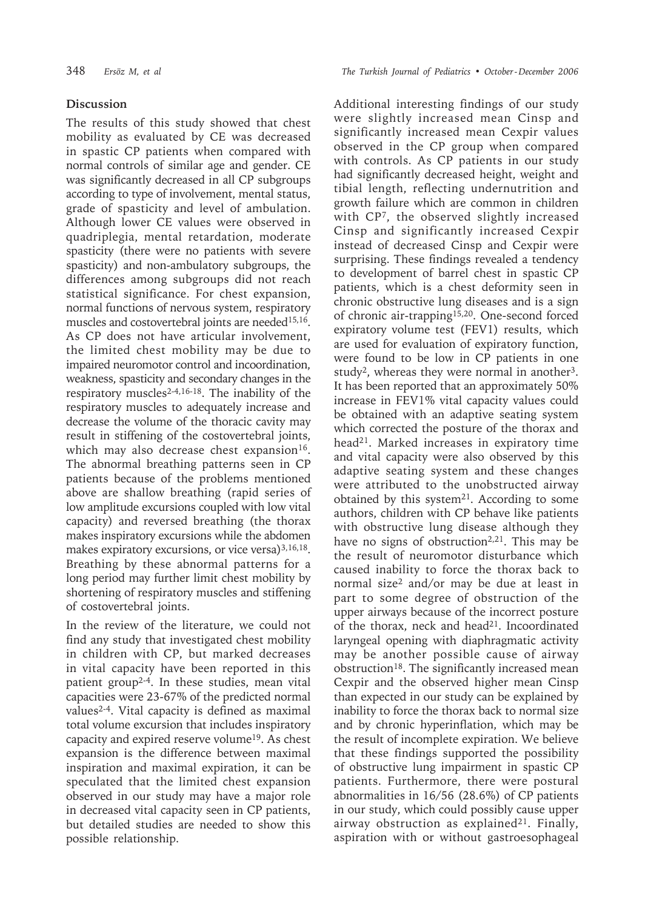## Discussion

The results of this study showed that chest mobility as evaluated by CE was decreased in spastic CP patients when compared with normal controls of similar age and gender. CE was significantly decreased in all CP subgroups according to type of involvement, mental status, grade of spasticity and level of ambulation. Although lower CE values were observed in quadriplegia, mental retardation, moderate spasticity (there were no patients with severe spasticity) and non-ambulatory subgroups, the differences among subgroups did not reach statistical significance. For chest expansion, normal functions of nervous system, respiratory muscles and costovertebral joints are needed[15,16]. As CP does not have articular involvement, the limited chest mobility may be due to impaired neuromotor control and incoordination, weakness, spasticity and secondary changes in the respiratory muscles[2-4,16-18]. The inability of the respiratory muscles to adequately increase and decrease the volume of the thoracic cavity may result in stiffening of the costovertebral joints, which may also decrease chest expansion[16]. The abnormal breathing patterns seen in CP patients because of the problems mentioned above are shallow breathing (rapid series of low amplitude excursions coupled with low vital capacity) and reversed breathing (the thorax makes inspiratory excursions while the abdomen makes expiratory excursions, or vice versa)[3,16,18]. Breathing by these abnormal patterns for a long period may further limit chest mobility by shortening of respiratory muscles and stiffening of costovertebral joints.

In the review of the literature, we could not find any study that investigated chest mobility in children with CP, but marked decreases in vital capacity have been reported in this patient group[2-4]. In these studies, mean vital capacities were 23-67% of the predicted normal values[2-4]. Vital capacity is defined as maximal total volume excursion that includes inspiratory capacity and expired reserve volume[19]. As chest expansion is the difference between maximal inspiration and maximal expiration, it can be speculated that the limited chest expansion observed in our study may have a major role in decreased vital capacity seen in CP patients, but detailed studies are needed to show this possible relationship.

Additional interesting findings of our study were slightly increased mean Cinsp and significantly increased mean Cexpir values observed in the CP group when compared with controls. As CP patients in our study had significantly decreased height, weight and tibial length, reflecting undernutrition and growth failure which are common in children with CP[7], the observed slightly increased Cinsp and significantly increased Cexpir instead of decreased Cinsp and Cexpir were surprising. These findings revealed a tendency to development of barrel chest in spastic CP patients, which is a chest deformity seen in chronic obstructive lung diseases and is a sign of chronic air-trapping[15,20]. One-second forced expiratory volume test (FEV1) results, which are used for evaluation of expiratory function, were found to be low in CP patients in one study[2], whereas they were normal in another[3]. It has been reported that an approximately 50% increase in FEV1% vital capacity values could be obtained with an adaptive seating system which corrected the posture of the thorax and head[21]. Marked increases in expiratory time and vital capacity were also observed by this adaptive seating system and these changes were attributed to the unobstructed airway obtained by this system[21]. According to some authors, children with CP behave like patients with obstructive lung disease although they have no signs of obstruction[2,21]. This may be the result of neuromotor disturbance which caused inability to force the thorax back to normal size[2] and/or may be due at least in part to some degree of obstruction of the upper airways because of the incorrect posture of the thorax, neck and head[21]. Incoordinated laryngeal opening with diaphragmatic activity may be another possible cause of airway obstruction[18]. The significantly increased mean Cexpir and the observed higher mean Cinsp than expected in our study can be explained by inability to force the thorax back to normal size and by chronic hyperinflation, which may be the result of incomplete expiration. We believe that these findings supported the possibility of obstructive lung impairment in spastic CP patients. Furthermore, there were postural abnormalities in 16/56 (28.6%) of CP patients in our study, which could possibly cause upper airway obstruction as explained[21]. Finally, aspiration with or without gastroesophageal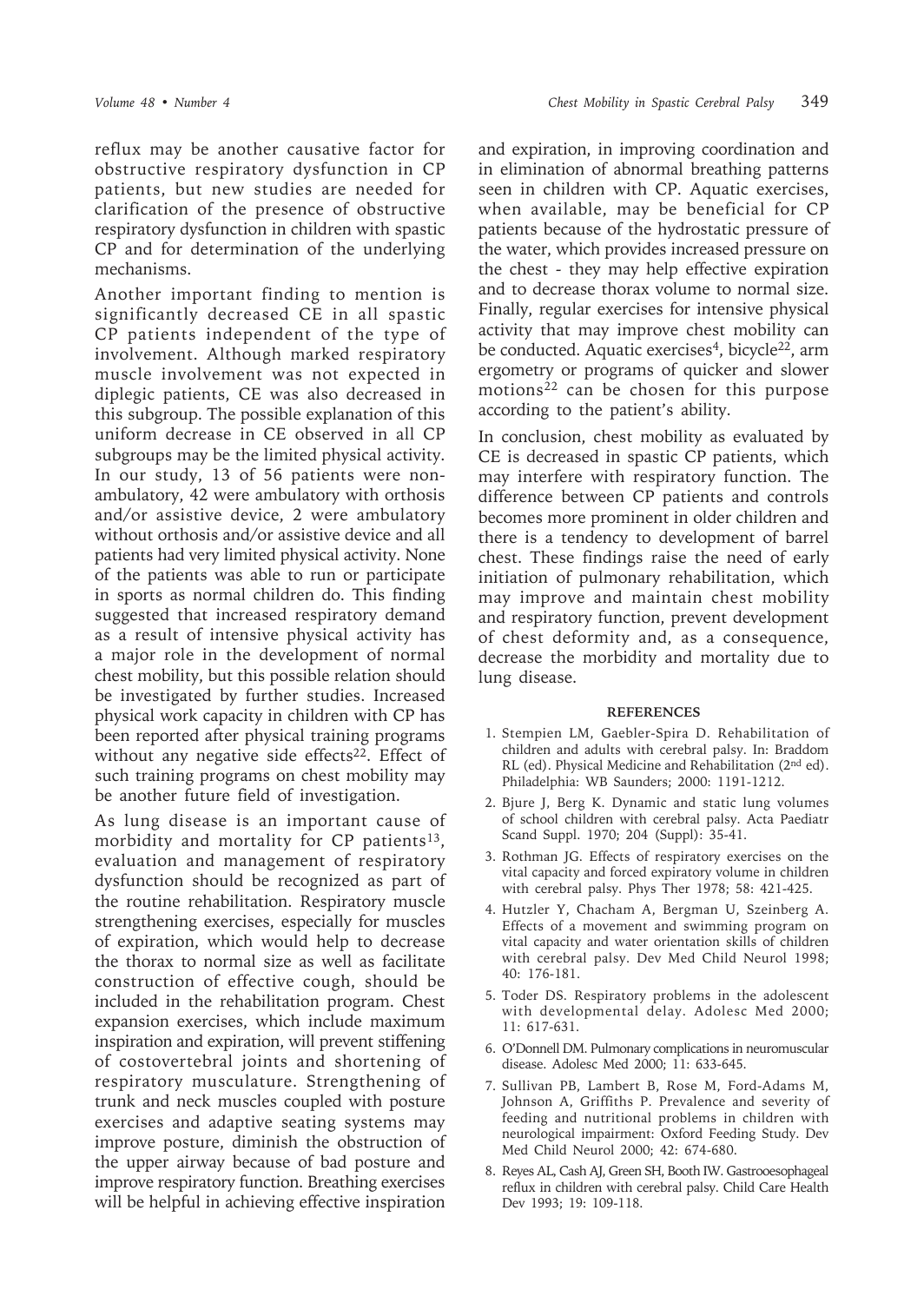reflux may be another causative factor for obstructive respiratory dysfunction in CP patients, but new studies are needed for clarification of the presence of obstructive respiratory dysfunction in children with spastic CP and for determination of the underlying mechanisms.

Another important finding to mention is significantly decreased CE in all spastic CP patients independent of the type of involvement. Although marked respiratory muscle involvement was not expected in diplegic patients, CE was also decreased in this subgroup. The possible explanation of this uniform decrease in CE observed in all CP subgroups may be the limited physical activity. In our study, 13 of 56 patients were non-ambulatory, 42 were ambulatory with orthosis and/or assistive device, 2 were ambulatory without orthosis and/or assistive device and all patients had very limited physical activity. None of the patients was able to run or participate in sports as normal children do. This finding suggested that increased respiratory demand as a result of intensive physical activity has a major role in the development of normal chest mobility, but this possible relation should be investigated by further studies. Increased physical work capacity in children with CP has been reported after physical training programs without any negative side effects[22]. Effect of such training programs on chest mobility may be another future field of investigation.

As lung disease is an important cause of morbidity and mortality for CP patients[13], evaluation and management of respiratory dysfunction should be recognized as part of the routine rehabilitation. Respiratory muscle strengthening exercises, especially for muscles of expiration, which would help to decrease the thorax to normal size as well as facilitate construction of effective cough, should be included in the rehabilitation program. Chest expansion exercises, which include maximum inspiration and expiration, will prevent stiffening of costovertebral joints and shortening of respiratory musculature. Strengthening of trunk and neck muscles coupled with posture exercises and adaptive seating systems may improve posture, diminish the obstruction of the upper airway because of bad posture and improve respiratory function. Breathing exercises will be helpful in achieving effective inspiration and expiration, in improving coordination and in elimination of abnormal breathing patterns seen in children with CP. Aquatic exercises, when available, may be beneficial for CP patients because of the hydrostatic pressure of the water, which provides increased pressure on the chest - they may help effective expiration and to decrease thorax volume to normal size. Finally, regular exercises for intensive physical activity that may improve chest mobility can be conducted. Aquatic exercises[4], bicycle[22], arm ergometry or programs of quicker and slower motions[22] can be chosen for this purpose according to the patient's ability.

In conclusion, chest mobility as evaluated by CE is decreased in spastic CP patients, which may interfere with respiratory function. The difference between CP patients and controls becomes more prominent in older children and there is a tendency to development of barrel chest. These findings raise the need of early initiation of pulmonary rehabilitation, which may improve and maintain chest mobility and respiratory function, prevent development of chest deformity and, as a consequence, decrease the morbidity and mortality due to lung disease.

## REFERENCES

1. Stempien LM, Gaebler-Spira D. Rehabilitation of children and adults with cerebral palsy. In: Braddom RL (ed). Physical Medicine and Rehabilitation (2nd ed). Philadelphia: WB Saunders; 2000: 1191-1212.
2. Bjure J, Berg K. Dynamic and static lung volumes of school children with cerebral palsy. Acta Paediatr Scand Suppl. 1970; 204 (Suppl): 35-41.
3. Rothman JG. Effects of respiratory exercises on the vital capacity and forced expiratory volume in children with cerebral palsy. Phys Ther 1978; 58: 421-425.
4. Hutzler Y, Chacham A, Bergman U, Szeinberg A. Effects of a movement and swimming program on vital capacity and water orientation skills of children with cerebral palsy. Dev Med Child Neurol 1998; 40: 176-181.
5. Toder DS. Respiratory problems in the adolescent with developmental delay. Adolesc Med 2000; 11: 617-631.
6. O'Donnell DM. Pulmonary complications in neuromuscular disease. Adolesc Med 2000; 11: 633-645.
7. Sullivan PB, Lambert B, Rose M, Ford-Adams M, Johnson A, Griffiths P. Prevalence and severity of feeding and nutritional problems in children with neurological impairment: Oxford Feeding Study. Dev Med Child Neurol 2000; 42: 674-680.
8. Reyes AL, Cash AJ, Green SH, Booth IW. Gastrooesophageal reflux in children with cerebral palsy. Child Care Health Dev 1993; 19: 109-118.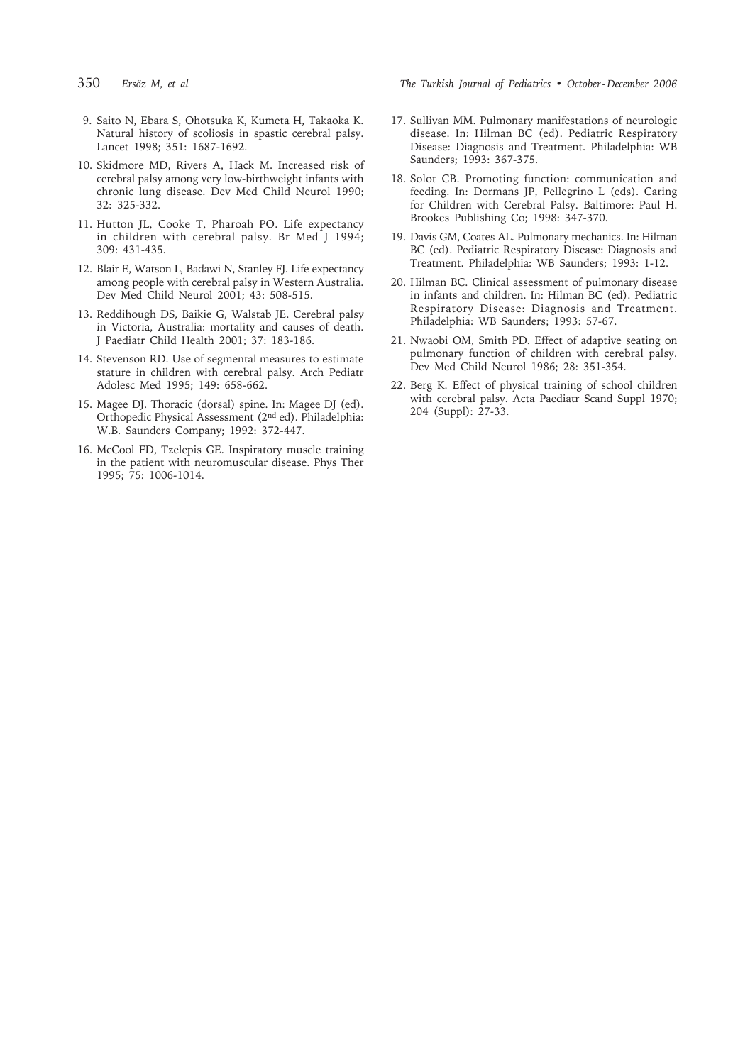9. Saito N, Ebara S, Ohotsuka K, Kumeta H, Takaoka K. Natural history of scoliosis in spastic cerebral palsy. Lancet 1998; 351: 1687-1692.
10. Skidmore MD, Rivers A, Hack M. Increased risk of cerebral palsy among very low-birthweight infants with chronic lung disease. Dev Med Child Neurol 1990; 32: 325-332.
11. Hutton JL, Cooke T, Pharoah PO. Life expectancy in children with cerebral palsy. Br Med J 1994; 309: 431-435.
12. Blair E, Watson L, Badawi N, Stanley FJ. Life expectancy among people with cerebral palsy in Western Australia. Dev Med Child Neurol 2001; 43: 508-515.
13. Reddihough DS, Baikie G, Walstab JE. Cerebral palsy in Victoria, Australia: mortality and causes of death. J Paediatr Child Health 2001; 37: 183-186.
14. Stevenson RD. Use of segmental measures to estimate stature in children with cerebral palsy. Arch Pediatr Adolesc Med 1995; 149: 658-662.
15. Magee DJ. Thoracic (dorsal) spine. In: Magee DJ (ed). Orthopedic Physical Assessment (2nd ed). Philadelphia: W.B. Saunders Company; 1992: 372-447.
16. McCool FD, Tzelepis GE. Inspiratory muscle training in the patient with neuromuscular disease. Phys Ther 1995; 75: 1006-1014.
17. Sullivan MM. Pulmonary manifestations of neurologic disease. In: Hilman BC (ed). Pediatric Respiratory Disease: Diagnosis and Treatment. Philadelphia: WB Saunders; 1993: 367-375.
18. Solot CB. Promoting function: communication and feeding. In: Dormans JP, Pellegrino L (eds). Caring for Children with Cerebral Palsy. Baltimore: Paul H. Brookes Publishing Co; 1998: 347-370.
19. Davis GM, Coates AL. Pulmonary mechanics. In: Hilman BC (ed). Pediatric Respiratory Disease: Diagnosis and Treatment. Philadelphia: WB Saunders; 1993: 1-12.
20. Hilman BC. Clinical assessment of pulmonary disease in infants and children. In: Hilman BC (ed). Pediatric Respiratory Disease: Diagnosis and Treatment. Philadelphia: WB Saunders; 1993: 57-67.
21. Nwaobi OM, Smith PD. Effect of adaptive seating on pulmonary function of children with cerebral palsy. Dev Med Child Neurol 1986; 28: 351-354.
22. Berg K. Effect of physical training of school children with cerebral palsy. Acta Paediatr Scand Suppl 1970; 204 (Suppl): 27-33.